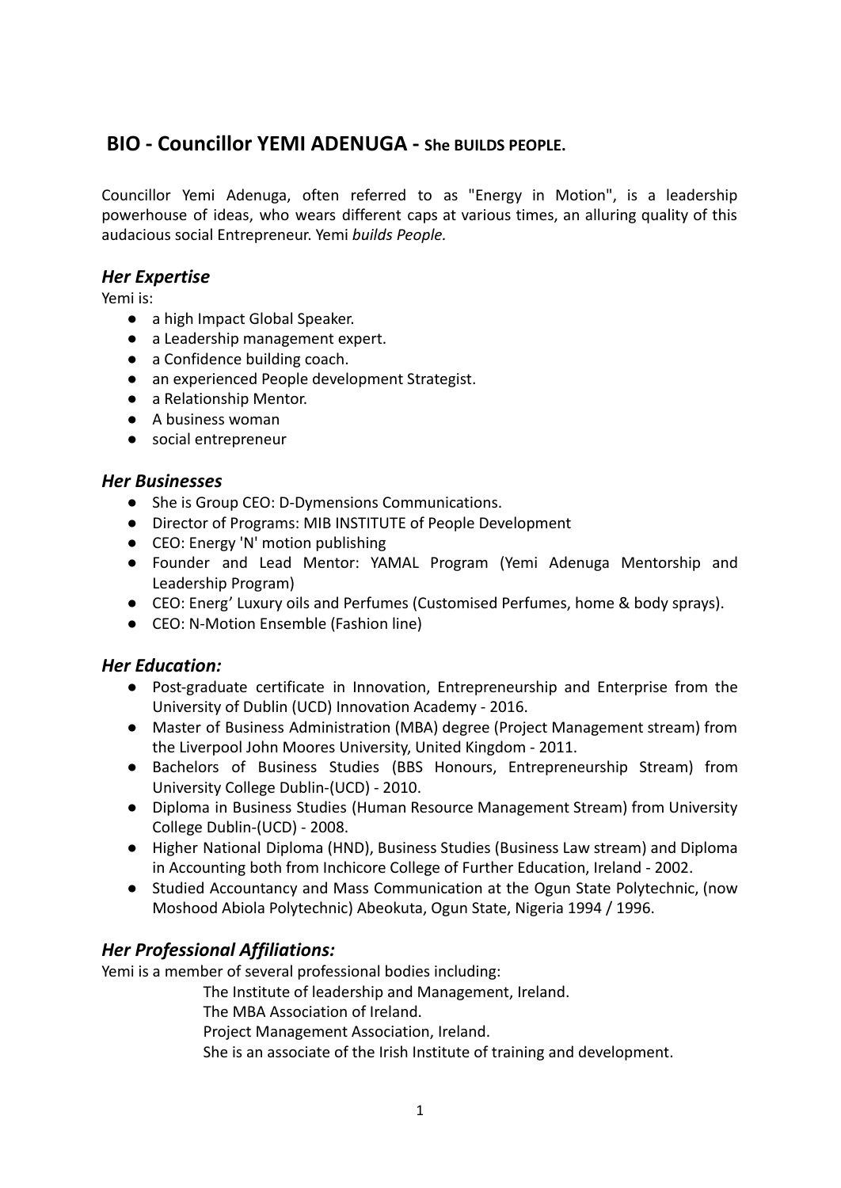# BIO - Councillor YEMI ADENUGA - She BUILDS PEOPLE.

Councillor Yemi Adenuga, often referred to as "Energy in Motion", is a leadership powerhouse of ideas, who wears different caps at various times, an alluring quality of this audacious social Entrepreneur. Yemi *builds People.*

## *Her Expertise*

Yemi is:

- a high Impact Global Speaker.
- a Leadership management expert.
- a Confidence building coach.
- an experienced People development Strategist.
- a Relationship Mentor.
- A business woman
- social entrepreneur

## *Her Businesses*

- She is Group CEO: D-Dymensions Communications.
- Director of Programs: MIB INSTITUTE of People Development
- CEO: Energy 'N' motion publishing
- Founder and Lead Mentor: YAMAL Program (Yemi Adenuga Mentorship and Leadership Program)
- CEO: Energ' Luxury oils and Perfumes (Customised Perfumes, home & body sprays).
- CEO: N-Motion Ensemble (Fashion line)

## *Her Education:*

- Post-graduate certificate in Innovation, Entrepreneurship and Enterprise from the University of Dublin (UCD) Innovation Academy - 2016.
- Master of Business Administration (MBA) degree (Project Management stream) from the Liverpool John Moores University, United Kingdom - 2011.
- Bachelors of Business Studies (BBS Honours, Entrepreneurship Stream) from University College Dublin-(UCD) - 2010.
- Diploma in Business Studies (Human Resource Management Stream) from University College Dublin-(UCD) - 2008.
- Higher National Diploma (HND), Business Studies (Business Law stream) and Diploma in Accounting both from Inchicore College of Further Education, Ireland - 2002.
- Studied Accountancy and Mass Communication at the Ogun State Polytechnic, (now Moshood Abiola Polytechnic) Abeokuta, Ogun State, Nigeria 1994 / 1996.

## *Her Professional Affiliations:*

Yemi is a member of several professional bodies including:

The Institute of leadership and Management, Ireland.
The MBA Association of Ireland.
Project Management Association, Ireland.
She is an associate of the Irish Institute of training and development.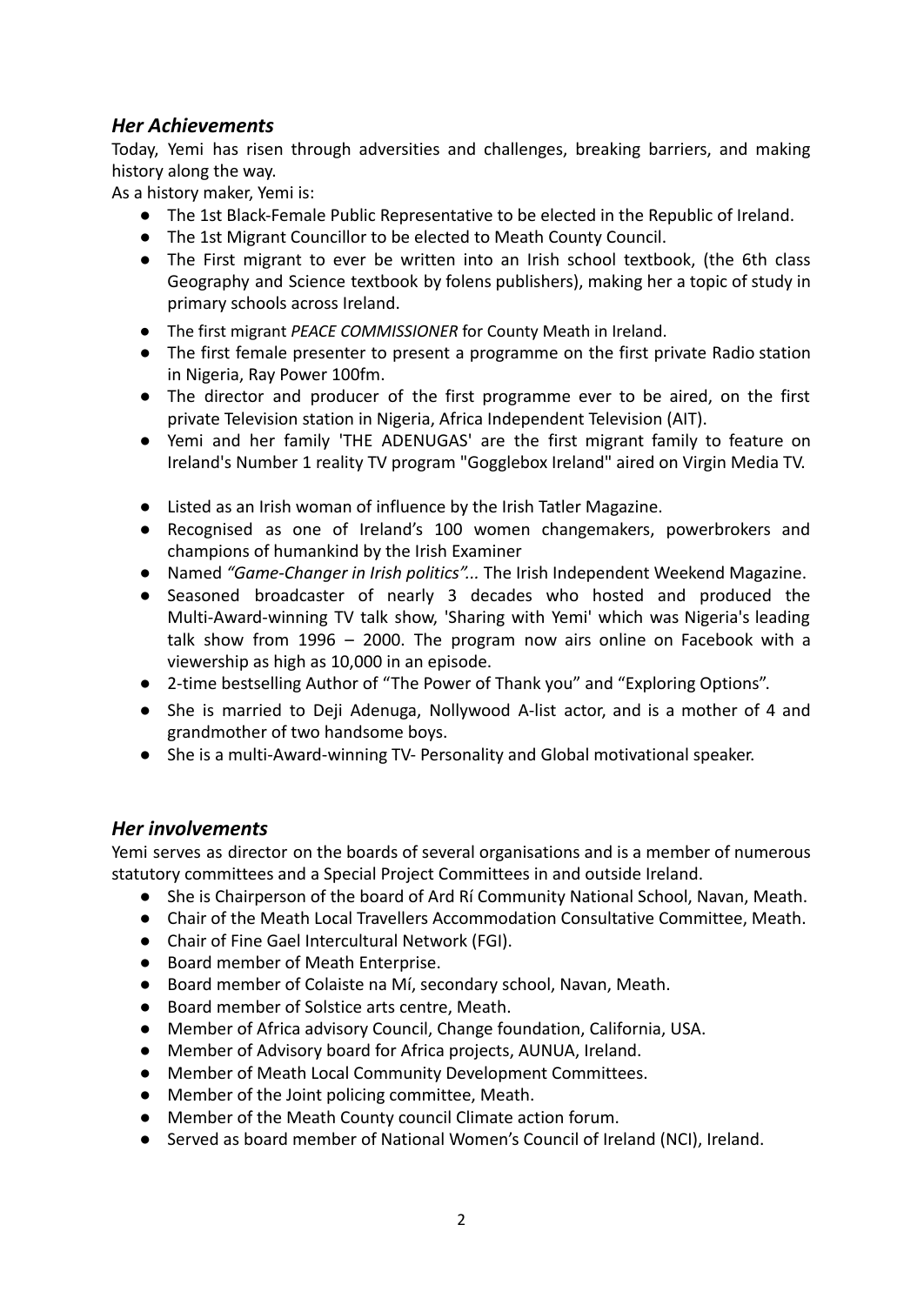## *Her Achievements*

Today, Yemi has risen through adversities and challenges, breaking barriers, and making history along the way.

As a history maker, Yemi is:

- The 1st Black-Female Public Representative to be elected in the Republic of Ireland.
- The 1st Migrant Councillor to be elected to Meath County Council.
- The First migrant to ever be written into an Irish school textbook, (the 6th class Geography and Science textbook by folens publishers), making her a topic of study in primary schools across Ireland.
- The first migrant *PEACE COMMISSIONER* for County Meath in Ireland.
- The first female presenter to present a programme on the first private Radio station in Nigeria, Ray Power 100fm.
- The director and producer of the first programme ever to be aired, on the first private Television station in Nigeria, Africa Independent Television (AIT).
- Yemi and her family 'THE ADENUGAS' are the first migrant family to feature on Ireland's Number 1 reality TV program "Gogglebox Ireland" aired on Virgin Media TV.
- Listed as an Irish woman of influence by the Irish Tatler Magazine.
- Recognised as one of Ireland's 100 women changemakers, powerbrokers and champions of humankind by the Irish Examiner
- Named *"Game-Changer in Irish politics"...* The Irish Independent Weekend Magazine.
- Seasoned broadcaster of nearly 3 decades who hosted and produced the Multi-Award-winning TV talk show, 'Sharing with Yemi' which was Nigeria's leading talk show from 1996 – 2000. The program now airs online on Facebook with a viewership as high as 10,000 in an episode.
- 2-time bestselling Author of "The Power of Thank you" and "Exploring Options".
- She is married to Deji Adenuga, Nollywood A-list actor, and is a mother of 4 and grandmother of two handsome boys.
- She is a multi-Award-winning TV- Personality and Global motivational speaker.

## *Her involvements*

Yemi serves as director on the boards of several organisations and is a member of numerous statutory committees and a Special Project Committees in and outside Ireland.

- She is Chairperson of the board of Ard Rí Community National School, Navan, Meath.
- Chair of the Meath Local Travellers Accommodation Consultative Committee, Meath.
- Chair of Fine Gael Intercultural Network (FGI).
- Board member of Meath Enterprise.
- Board member of Colaiste na Mí, secondary school, Navan, Meath.
- Board member of Solstice arts centre, Meath.
- Member of Africa advisory Council, Change foundation, California, USA.
- Member of Advisory board for Africa projects, AUNUA, Ireland.
- Member of Meath Local Community Development Committees.
- Member of the Joint policing committee, Meath.
- Member of the Meath County council Climate action forum.
- Served as board member of National Women's Council of Ireland (NCI), Ireland.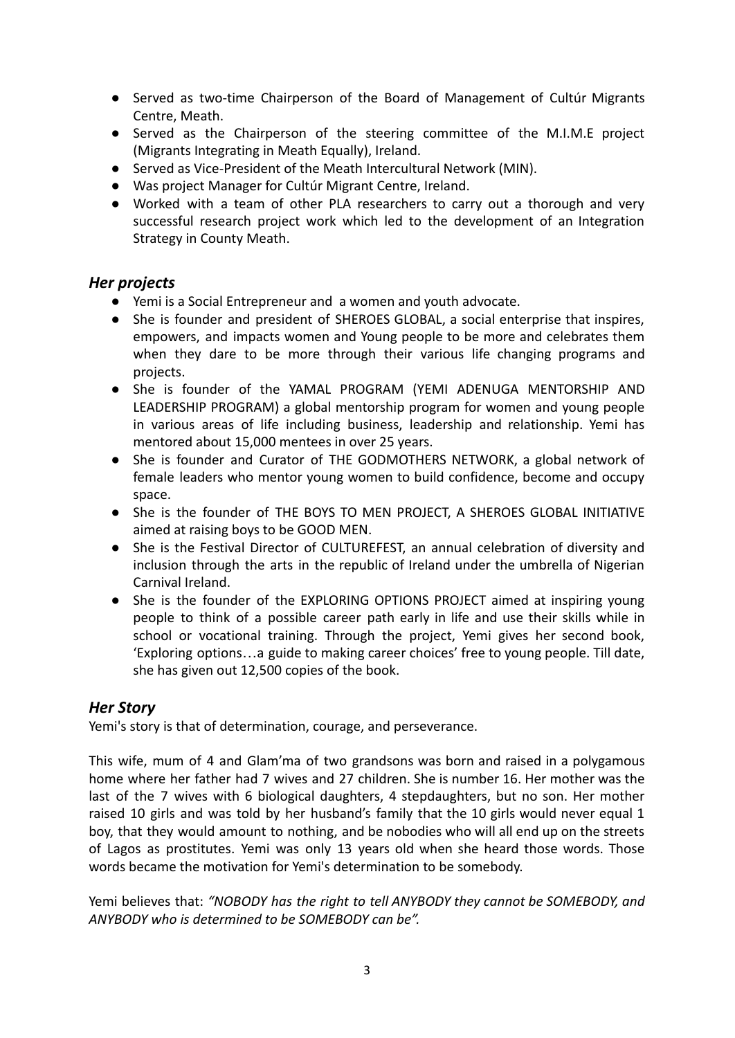- Served as two-time Chairperson of the Board of Management of Cultúr Migrants Centre, Meath.
- Served as the Chairperson of the steering committee of the M.I.M.E project (Migrants Integrating in Meath Equally), Ireland.
- Served as Vice-President of the Meath Intercultural Network (MIN).
- Was project Manager for Cultúr Migrant Centre, Ireland.
- Worked with a team of other PLA researchers to carry out a thorough and very successful research project work which led to the development of an Integration Strategy in County Meath.

### *Her projects*

- Yemi is a Social Entrepreneur and a women and youth advocate.
- She is founder and president of SHEROES GLOBAL, a social enterprise that inspires, empowers, and impacts women and Young people to be more and celebrates them when they dare to be more through their various life changing programs and projects.
- She is founder of the YAMAL PROGRAM (YEMI ADENUGA MENTORSHIP AND LEADERSHIP PROGRAM) a global mentorship program for women and young people in various areas of life including business, leadership and relationship. Yemi has mentored about 15,000 mentees in over 25 years.
- She is founder and Curator of THE GODMOTHERS NETWORK, a global network of female leaders who mentor young women to build confidence, become and occupy space.
- She is the founder of THE BOYS TO MEN PROJECT, A SHEROES GLOBAL INITIATIVE aimed at raising boys to be GOOD MEN.
- She is the Festival Director of CULTUREFEST, an annual celebration of diversity and inclusion through the arts in the republic of Ireland under the umbrella of Nigerian Carnival Ireland.
- She is the founder of the EXPLORING OPTIONS PROJECT aimed at inspiring young people to think of a possible career path early in life and use their skills while in school or vocational training. Through the project, Yemi gives her second book, 'Exploring options…a guide to making career choices' free to young people. Till date, she has given out 12,500 copies of the book.

### *Her Story*

Yemi's story is that of determination, courage, and perseverance.

This wife, mum of 4 and Glam'ma of two grandsons was born and raised in a polygamous home where her father had 7 wives and 27 children. She is number 16. Her mother was the last of the 7 wives with 6 biological daughters, 4 stepdaughters, but no son. Her mother raised 10 girls and was told by her husband's family that the 10 girls would never equal 1 boy, that they would amount to nothing, and be nobodies who will all end up on the streets of Lagos as prostitutes. Yemi was only 13 years old when she heard those words. Those words became the motivation for Yemi's determination to be somebody.

Yemi believes that: *"NOBODY has the right to tell ANYBODY they cannot be SOMEBODY, and ANYBODY who is determined to be SOMEBODY can be".*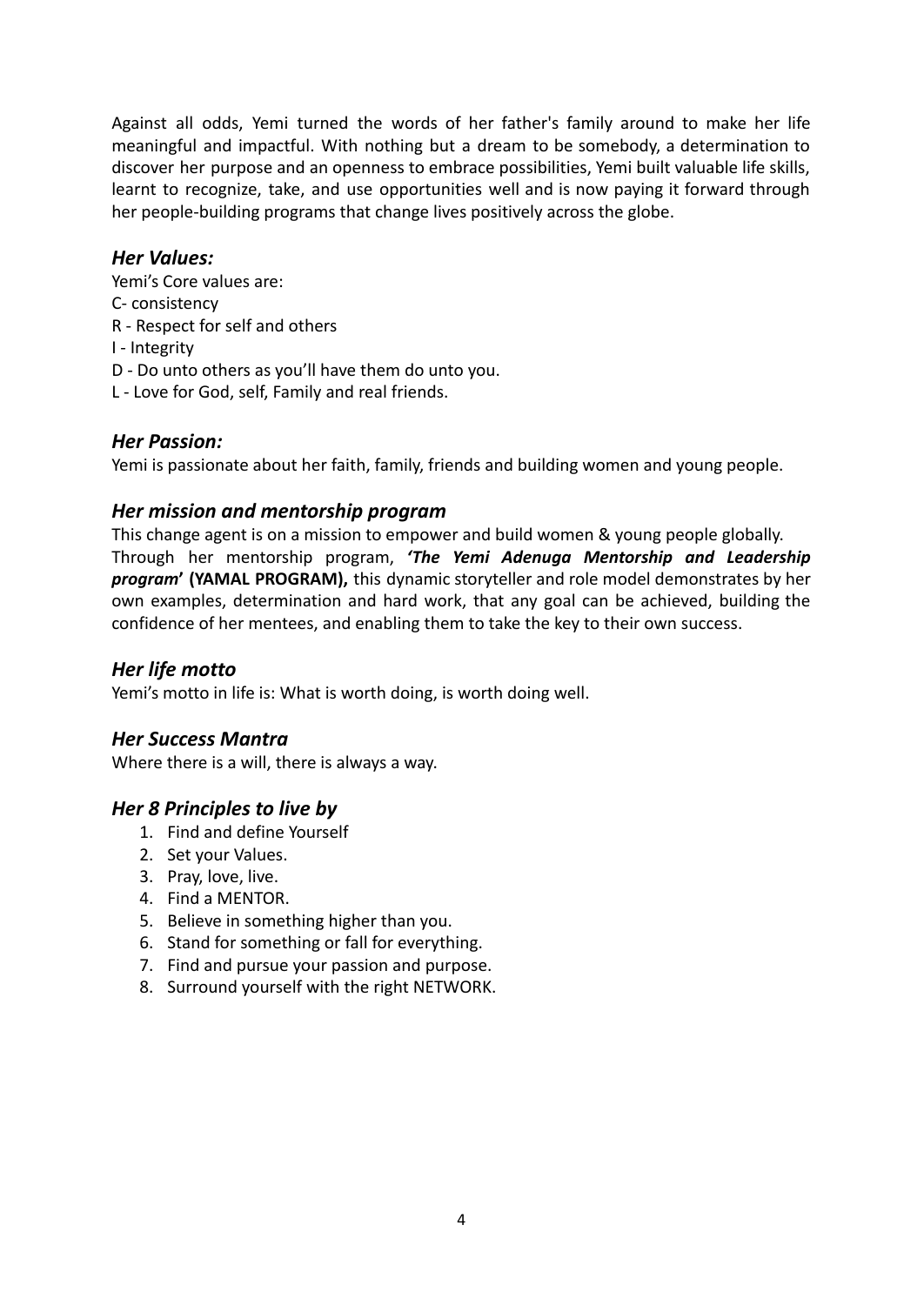Against all odds, Yemi turned the words of her father's family around to make her life meaningful and impactful. With nothing but a dream to be somebody, a determination to discover her purpose and an openness to embrace possibilities, Yemi built valuable life skills, learnt to recognize, take, and use opportunities well and is now paying it forward through her people-building programs that change lives positively across the globe.

### *Her Values:*

Yemi's Core values are:
C- consistency
R - Respect for self and others
I - Integrity
D - Do unto others as you'll have them do unto you.
L - Love for God, self, Family and real friends.

### *Her Passion:*

Yemi is passionate about her faith, family, friends and building women and young people.

### *Her mission and mentorship program*

This change agent is on a mission to empower and build women & young people globally. Through her mentorship program, ***'The Yemi Adenuga Mentorship and Leadership program'* (YAMAL PROGRAM),** this dynamic storyteller and role model demonstrates by her own examples, determination and hard work, that any goal can be achieved, building the confidence of her mentees, and enabling them to take the key to their own success.

### *Her life motto*

Yemi's motto in life is: What is worth doing, is worth doing well.

### *Her Success Mantra*

Where there is a will, there is always a way.

### *Her 8 Principles to live by*

1. Find and define Yourself
2. Set your Values.
3. Pray, love, live.
4. Find a MENTOR.
5. Believe in something higher than you.
6. Stand for something or fall for everything.
7. Find and pursue your passion and purpose.
8. Surround yourself with the right NETWORK.